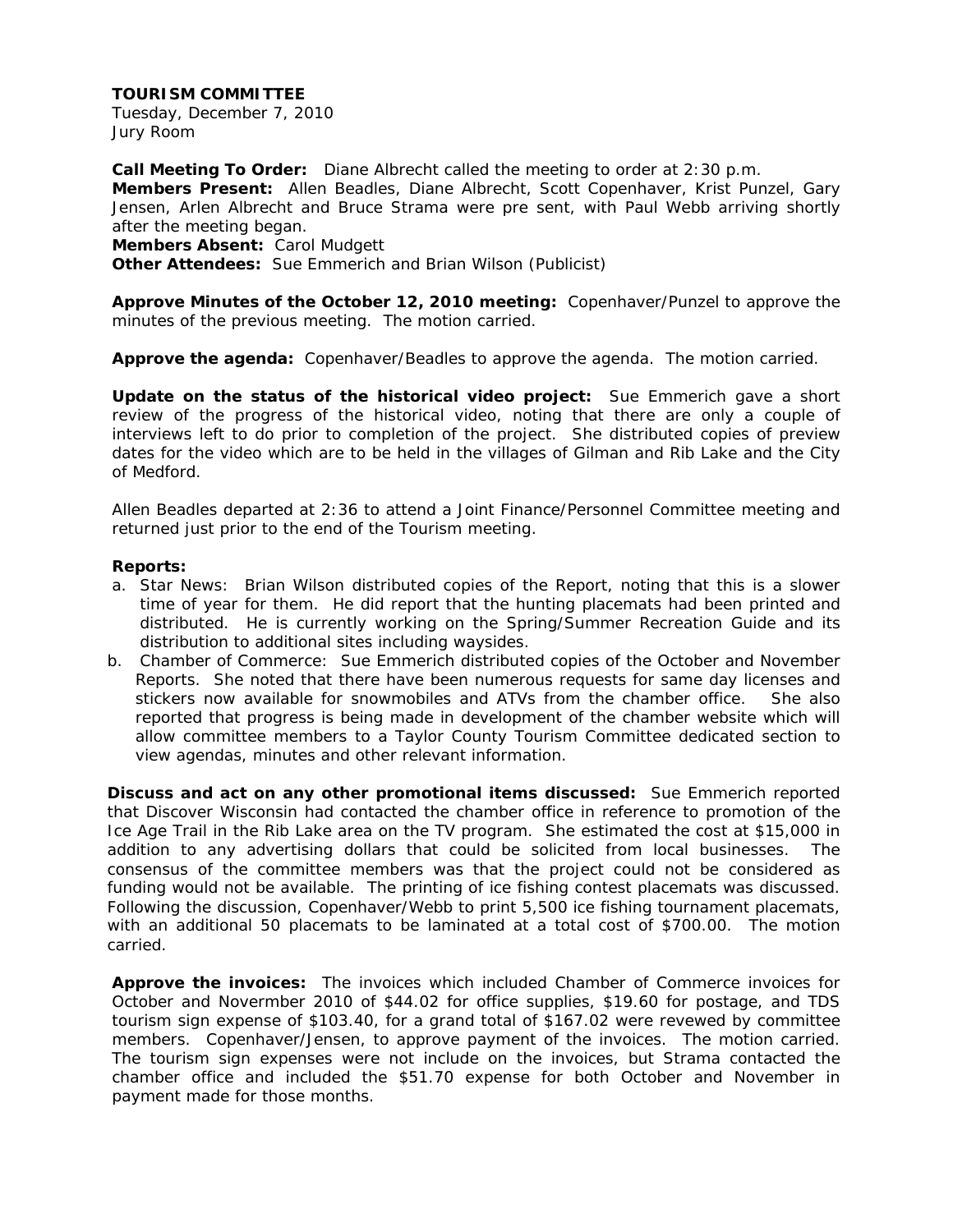**TOURISM COMMITTEE**
Tuesday, December 7, 2010
Jury Room

**Call Meeting To Order:** Diane Albrecht called the meeting to order at 2:30 p.m.
**Members Present:** Allen Beadles, Diane Albrecht, Scott Copenhaver, Krist Punzel, Gary Jensen, Arlen Albrecht and Bruce Strama were pre sent, with Paul Webb arriving shortly after the meeting began.
**Members Absent:** Carol Mudgett
**Other Attendees:** Sue Emmerich and Brian Wilson (Publicist)

**Approve Minutes of the October 12, 2010 meeting:** Copenhaver/Punzel to approve the minutes of the previous meeting. The motion carried.

**Approve the agenda:** Copenhaver/Beadles to approve the agenda. The motion carried.

**Update on the status of the historical video project:** Sue Emmerich gave a short review of the progress of the historical video, noting that there are only a couple of interviews left to do prior to completion of the project. She distributed copies of preview dates for the video which are to be held in the villages of Gilman and Rib Lake and the City of Medford.

Allen Beadles departed at 2:36 to attend a Joint Finance/Personnel Committee meeting and returned just prior to the end of the Tourism meeting.

**Reports:**

a. Star News: Brian Wilson distributed copies of the Report, noting that this is a slower time of year for them. He did report that the hunting placemats had been printed and distributed. He is currently working on the Spring/Summer Recreation Guide and its distribution to additional sites including waysides.
b. Chamber of Commerce: Sue Emmerich distributed copies of the October and November Reports. She noted that there have been numerous requests for same day licenses and stickers now available for snowmobiles and ATVs from the chamber office. She also reported that progress is being made in development of the chamber website which will allow committee members to a Taylor County Tourism Committee dedicated section to view agendas, minutes and other relevant information.

**Discuss and act on any other promotional items discussed:** Sue Emmerich reported that Discover Wisconsin had contacted the chamber office in reference to promotion of the Ice Age Trail in the Rib Lake area on the TV program. She estimated the cost at $15,000 in addition to any advertising dollars that could be solicited from local businesses. The consensus of the committee members was that the project could not be considered as funding would not be available. The printing of ice fishing contest placemats was discussed. Following the discussion, Copenhaver/Webb to print 5,500 ice fishing tournament placemats, with an additional 50 placemats to be laminated at a total cost of $700.00. The motion carried.

**Approve the invoices:** The invoices which included Chamber of Commerce invoices for October and Novermber 2010 of $44.02 for office supplies, $19.60 for postage, and TDS tourism sign expense of $103.40, for a grand total of $167.02 were revewed by committee members. Copenhaver/Jensen, to approve payment of the invoices. The motion carried. The tourism sign expenses were not include on the invoices, but Strama contacted the chamber office and included the $51.70 expense for both October and November in payment made for those months.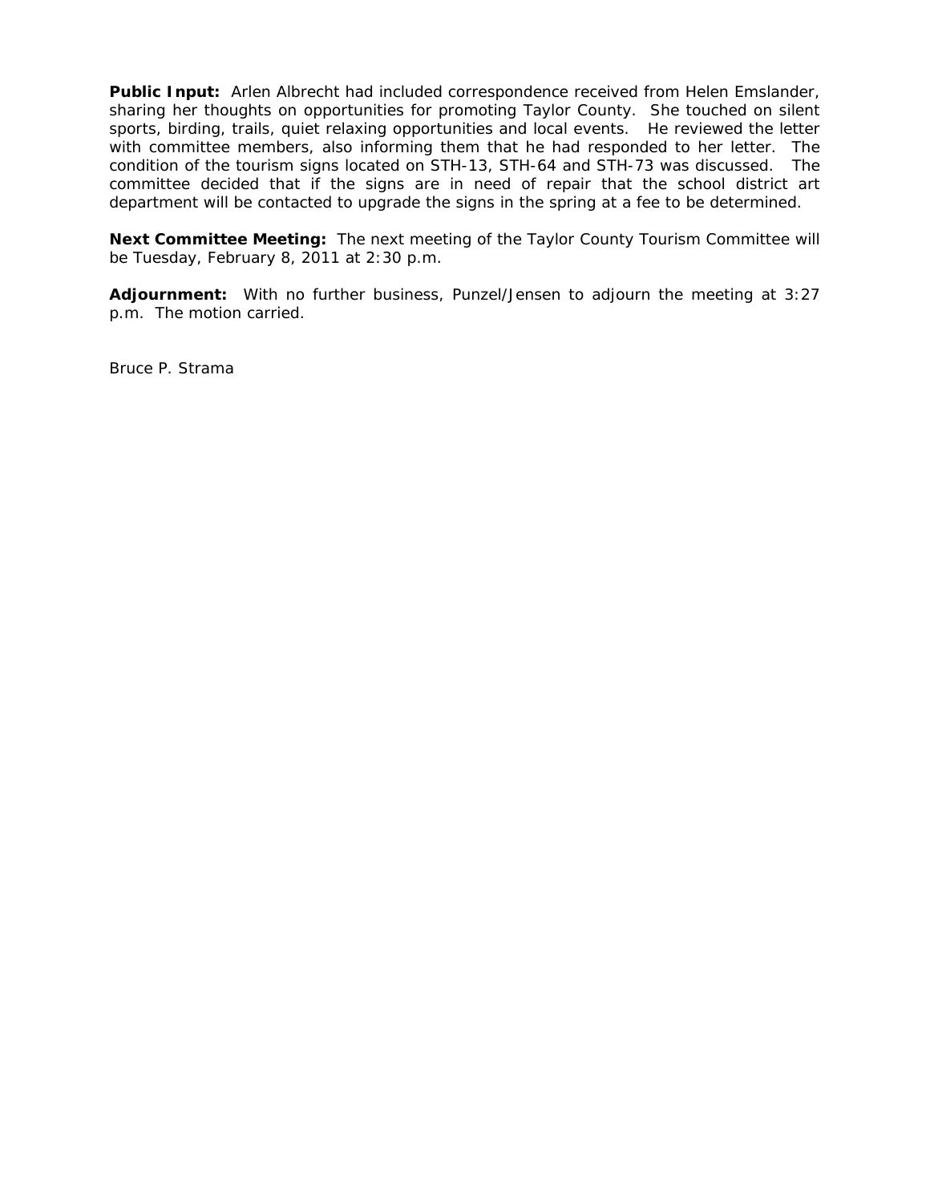**Public Input:** Arlen Albrecht had included correspondence received from Helen Emslander, sharing her thoughts on opportunities for promoting Taylor County. She touched on silent sports, birding, trails, quiet relaxing opportunities and local events. He reviewed the letter with committee members, also informing them that he had responded to her letter. The condition of the tourism signs located on STH-13, STH-64 and STH-73 was discussed. The committee decided that if the signs are in need of repair that the school district art department will be contacted to upgrade the signs in the spring at a fee to be determined.

**Next Committee Meeting:** The next meeting of the Taylor County Tourism Committee will be Tuesday, February 8, 2011 at 2:30 p.m.

**Adjournment:** With no further business, Punzel/Jensen to adjourn the meeting at 3:27 p.m. The motion carried.

Bruce P. Strama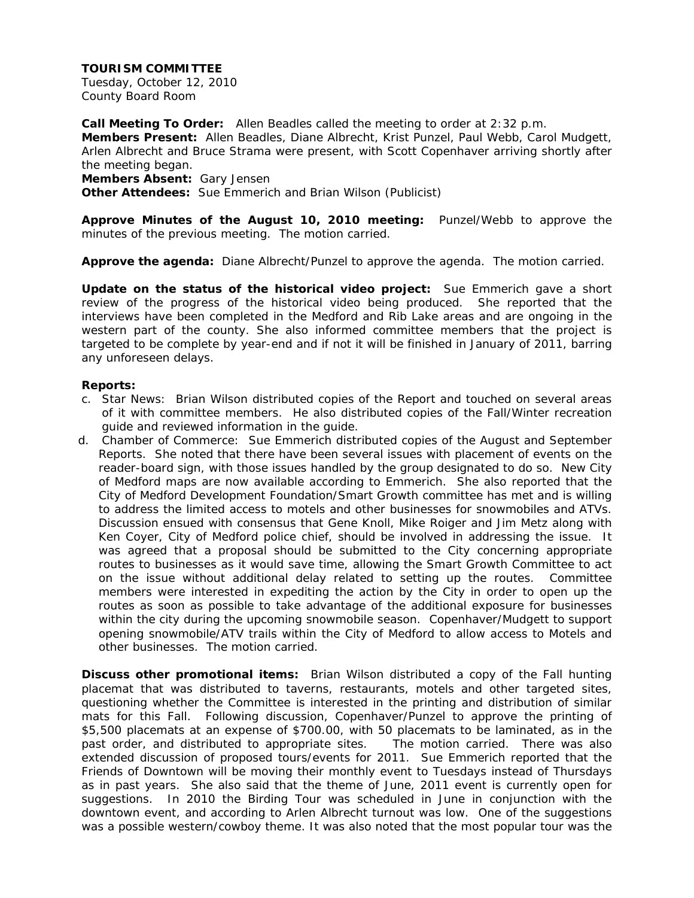**TOURISM COMMITTEE**
Tuesday, October 12, 2010
County Board Room

**Call Meeting To Order:** Allen Beadles called the meeting to order at 2:32 p.m.
**Members Present:** Allen Beadles, Diane Albrecht, Krist Punzel, Paul Webb, Carol Mudgett, Arlen Albrecht and Bruce Strama were present, with Scott Copenhaver arriving shortly after the meeting began.
**Members Absent:** Gary Jensen
**Other Attendees:** Sue Emmerich and Brian Wilson (Publicist)

**Approve Minutes of the August 10, 2010 meeting:** Punzel/Webb to approve the minutes of the previous meeting. The motion carried.

**Approve the agenda:** Diane Albrecht/Punzel to approve the agenda. The motion carried.

**Update on the status of the historical video project:** Sue Emmerich gave a short review of the progress of the historical video being produced. She reported that the interviews have been completed in the Medford and Rib Lake areas and are ongoing in the western part of the county. She also informed committee members that the project is targeted to be complete by year-end and if not it will be finished in January of 2011, barring any unforeseen delays.

**Reports:**

c. Star News: Brian Wilson distributed copies of the Report and touched on several areas of it with committee members. He also distributed copies of the Fall/Winter recreation guide and reviewed information in the guide.

d. Chamber of Commerce: Sue Emmerich distributed copies of the August and September Reports. She noted that there have been several issues with placement of events on the reader-board sign, with those issues handled by the group designated to do so. New City of Medford maps are now available according to Emmerich. She also reported that the City of Medford Development Foundation/Smart Growth committee has met and is willing to address the limited access to motels and other businesses for snowmobiles and ATVs. Discussion ensued with consensus that Gene Knoll, Mike Roiger and Jim Metz along with Ken Coyer, City of Medford police chief, should be involved in addressing the issue. It was agreed that a proposal should be submitted to the City concerning appropriate routes to businesses as it would save time, allowing the Smart Growth Committee to act on the issue without additional delay related to setting up the routes. Committee members were interested in expediting the action by the City in order to open up the routes as soon as possible to take advantage of the additional exposure for businesses within the city during the upcoming snowmobile season. Copenhaver/Mudgett to support opening snowmobile/ATV trails within the City of Medford to allow access to Motels and other businesses. The motion carried.

**Discuss other promotional items:** Brian Wilson distributed a copy of the Fall hunting placemat that was distributed to taverns, restaurants, motels and other targeted sites, questioning whether the Committee is interested in the printing and distribution of similar mats for this Fall. Following discussion, Copenhaver/Punzel to approve the printing of $5,500 placemats at an expense of $700.00, with 50 placemats to be laminated, as in the past order, and distributed to appropriate sites. The motion carried. There was also extended discussion of proposed tours/events for 2011. Sue Emmerich reported that the Friends of Downtown will be moving their monthly event to Tuesdays instead of Thursdays as in past years. She also said that the theme of June, 2011 event is currently open for suggestions. In 2010 the Birding Tour was scheduled in June in conjunction with the downtown event, and according to Arlen Albrecht turnout was low. One of the suggestions was a possible western/cowboy theme. It was also noted that the most popular tour was the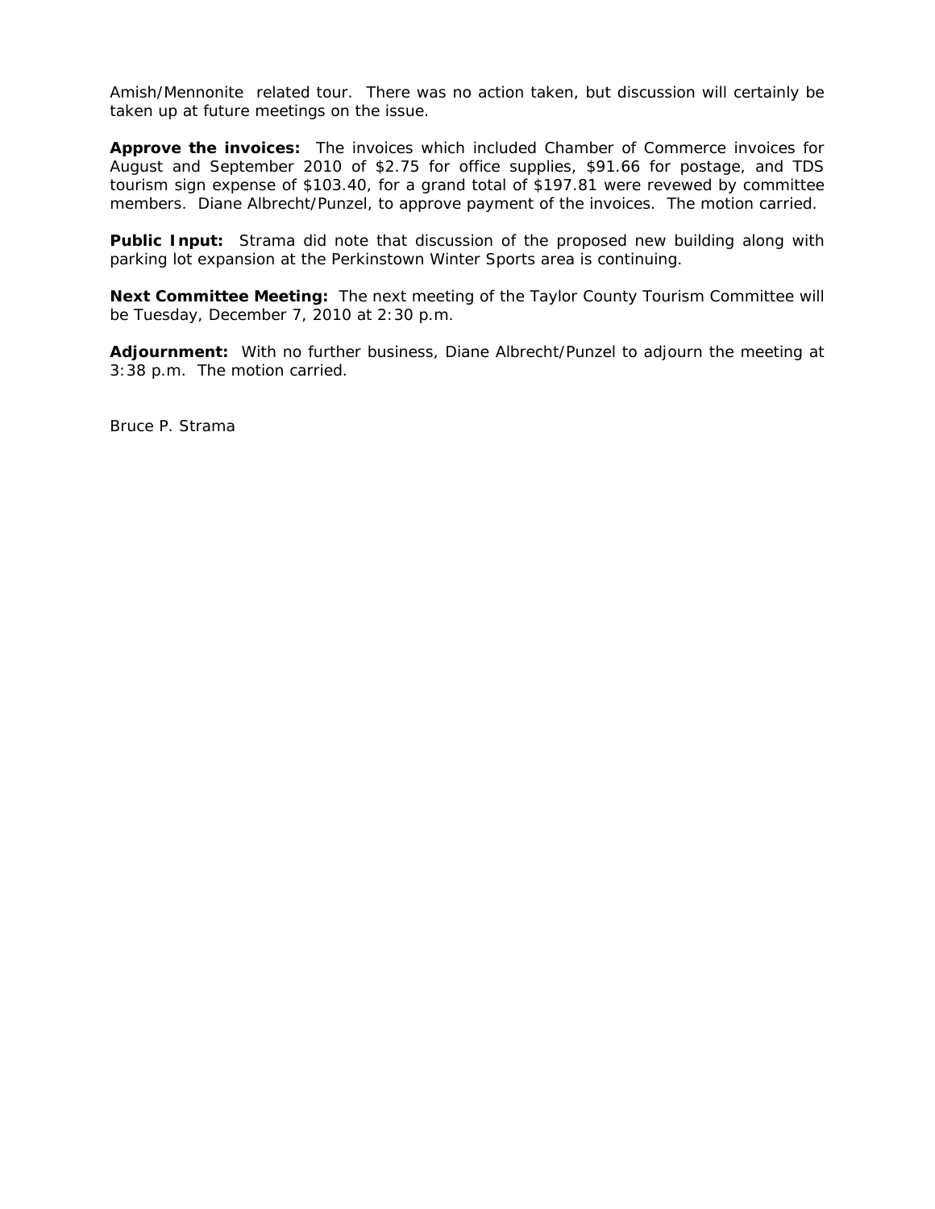Amish/Mennonite related tour. There was no action taken, but discussion will certainly be taken up at future meetings on the issue.

**Approve the invoices:** The invoices which included Chamber of Commerce invoices for August and September 2010 of $2.75 for office supplies, $91.66 for postage, and TDS tourism sign expense of $103.40, for a grand total of $197.81 were revewed by committee members. Diane Albrecht/Punzel, to approve payment of the invoices. The motion carried.

**Public Input:** Strama did note that discussion of the proposed new building along with parking lot expansion at the Perkinstown Winter Sports area is continuing.

**Next Committee Meeting:** The next meeting of the Taylor County Tourism Committee will be Tuesday, December 7, 2010 at 2:30 p.m.

**Adjournment:** With no further business, Diane Albrecht/Punzel to adjourn the meeting at 3:38 p.m. The motion carried.

Bruce P. Strama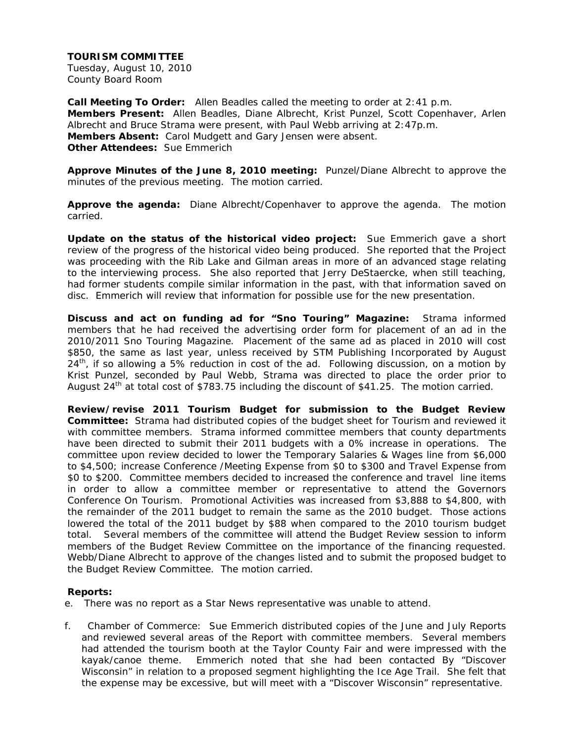**TOURISM COMMITTEE**
Tuesday, August 10, 2010
County Board Room

**Call Meeting To Order:** Allen Beadles called the meeting to order at 2:41 p.m.
**Members Present:** Allen Beadles, Diane Albrecht, Krist Punzel, Scott Copenhaver, Arlen Albrecht and Bruce Strama were present, with Paul Webb arriving at 2:47p.m.
**Members Absent:** Carol Mudgett and Gary Jensen were absent.
**Other Attendees:** Sue Emmerich

**Approve Minutes of the June 8, 2010 meeting:** Punzel/Diane Albrecht to approve the minutes of the previous meeting. The motion carried.

**Approve the agenda:** Diane Albrecht/Copenhaver to approve the agenda. The motion carried.

**Update on the status of the historical video project:** Sue Emmerich gave a short review of the progress of the historical video being produced. She reported that the Project was proceeding with the Rib Lake and Gilman areas in more of an advanced stage relating to the interviewing process. She also reported that Jerry DeStaercke, when still teaching, had former students compile similar information in the past, with that information saved on disc. Emmerich will review that information for possible use for the new presentation.

**Discuss and act on funding ad for "Sno Touring" Magazine:** Strama informed members that he had received the advertising order form for placement of an ad in the 2010/2011 Sno Touring Magazine. Placement of the same ad as placed in 2010 will cost $850, the same as last year, unless received by STM Publishing Incorporated by August 24th, if so allowing a 5% reduction in cost of the ad. Following discussion, on a motion by Krist Punzel, seconded by Paul Webb, Strama was directed to place the order prior to August 24th at total cost of $783.75 including the discount of $41.25. The motion carried.

**Review/revise 2011 Tourism Budget for submission to the Budget Review Committee:** Strama had distributed copies of the budget sheet for Tourism and reviewed it with committee members. Strama informed committee members that county departments have been directed to submit their 2011 budgets with a 0% increase in operations. The committee upon review decided to lower the Temporary Salaries & Wages line from $6,000 to $4,500; increase Conference /Meeting Expense from $0 to $300 and Travel Expense from $0 to $200. Committee members decided to increased the conference and travel line items in order to allow a committee member or representative to attend the Governors Conference On Tourism. Promotional Activities was increased from $3,888 to $4,800, with the remainder of the 2011 budget to remain the same as the 2010 budget. Those actions lowered the total of the 2011 budget by $88 when compared to the 2010 tourism budget total. Several members of the committee will attend the Budget Review session to inform members of the Budget Review Committee on the importance of the financing requested. Webb/Diane Albrecht to approve of the changes listed and to submit the proposed budget to the Budget Review Committee. The motion carried.

**Reports:**

e. There was no report as a Star News representative was unable to attend.

f. Chamber of Commerce: Sue Emmerich distributed copies of the June and July Reports and reviewed several areas of the Report with committee members. Several members had attended the tourism booth at the Taylor County Fair and were impressed with the kayak/canoe theme. Emmerich noted that she had been contacted By "Discover Wisconsin" in relation to a proposed segment highlighting the Ice Age Trail. She felt that the expense may be excessive, but will meet with a "Discover Wisconsin" representative.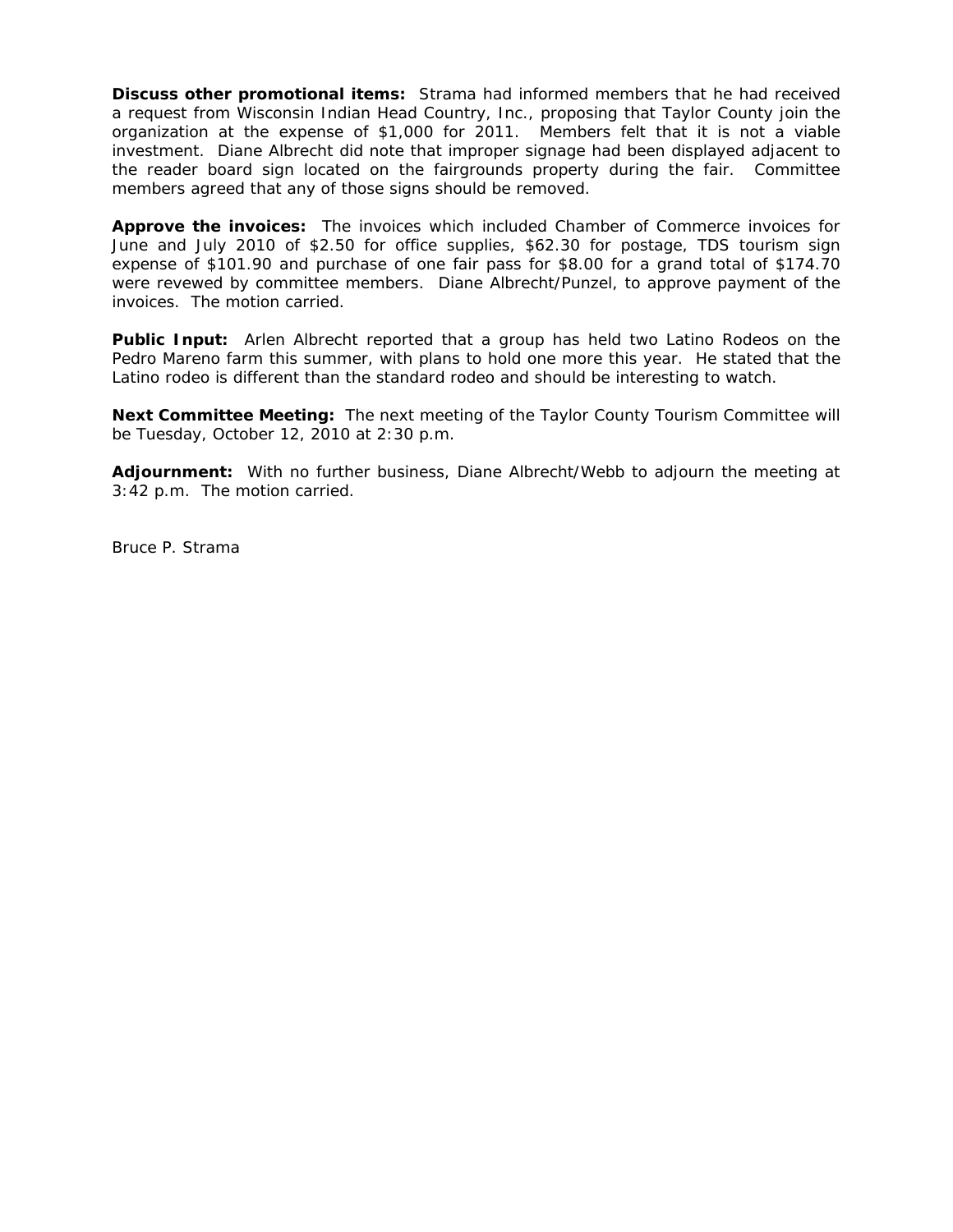**Discuss other promotional items:** Strama had informed members that he had received a request from Wisconsin Indian Head Country, Inc., proposing that Taylor County join the organization at the expense of $1,000 for 2011. Members felt that it is not a viable investment. Diane Albrecht did note that improper signage had been displayed adjacent to the reader board sign located on the fairgrounds property during the fair. Committee members agreed that any of those signs should be removed.

**Approve the invoices:** The invoices which included Chamber of Commerce invoices for June and July 2010 of $2.50 for office supplies, $62.30 for postage, TDS tourism sign expense of $101.90 and purchase of one fair pass for $8.00 for a grand total of $174.70 were revewed by committee members. Diane Albrecht/Punzel, to approve payment of the invoices. The motion carried.

**Public Input:** Arlen Albrecht reported that a group has held two Latino Rodeos on the Pedro Mareno farm this summer, with plans to hold one more this year. He stated that the Latino rodeo is different than the standard rodeo and should be interesting to watch.

**Next Committee Meeting:** The next meeting of the Taylor County Tourism Committee will be Tuesday, October 12, 2010 at 2:30 p.m.

**Adjournment:** With no further business, Diane Albrecht/Webb to adjourn the meeting at 3:42 p.m. The motion carried.

Bruce P. Strama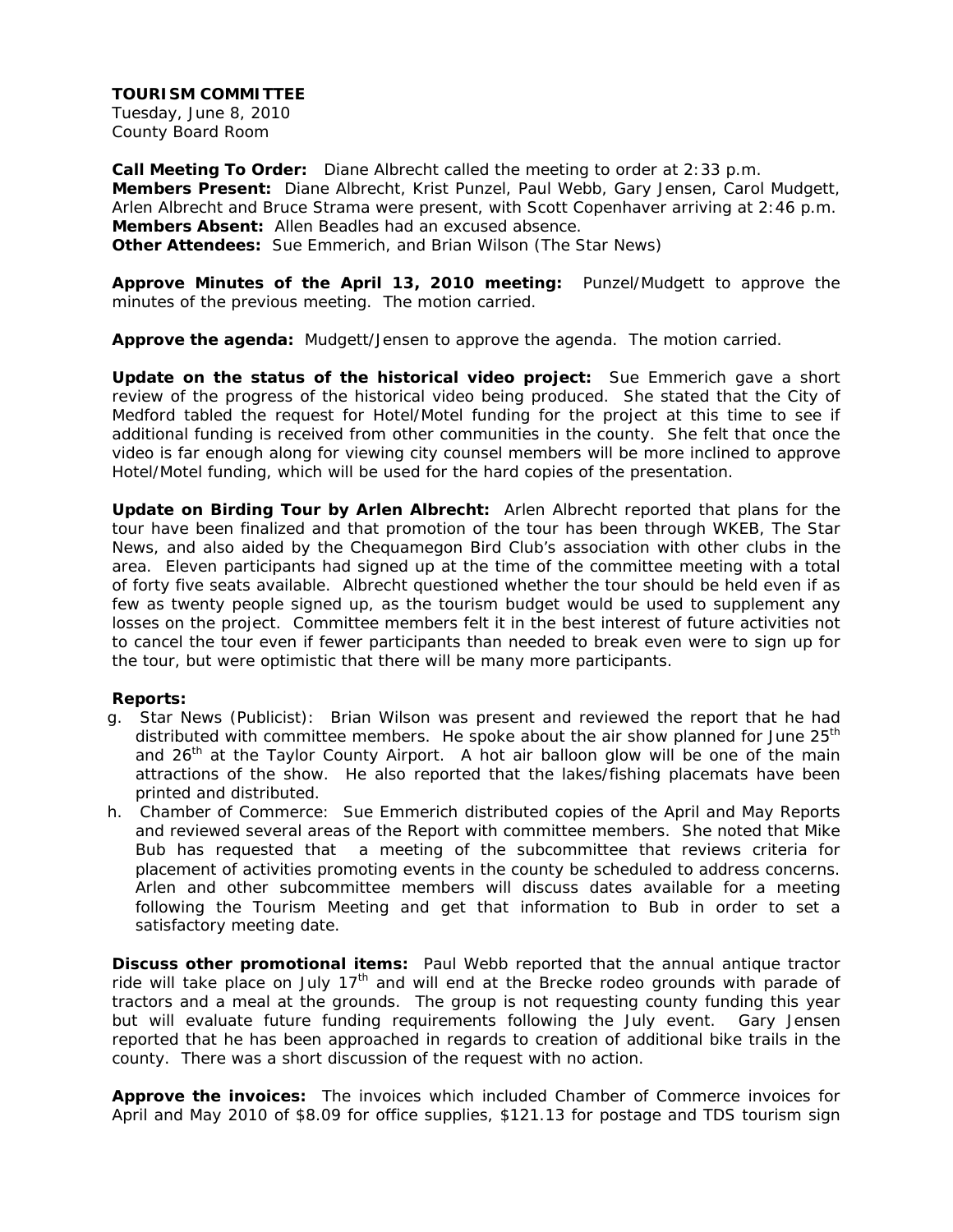**TOURISM COMMITTEE**
Tuesday, June 8, 2010
County Board Room

**Call Meeting To Order:** Diane Albrecht called the meeting to order at 2:33 p.m.
**Members Present:** Diane Albrecht, Krist Punzel, Paul Webb, Gary Jensen, Carol Mudgett, Arlen Albrecht and Bruce Strama were present, with Scott Copenhaver arriving at 2:46 p.m.
**Members Absent:** Allen Beadles had an excused absence.
**Other Attendees:** Sue Emmerich, and Brian Wilson (The Star News)

**Approve Minutes of the April 13, 2010 meeting:** Punzel/Mudgett to approve the minutes of the previous meeting. The motion carried.

**Approve the agenda:** Mudgett/Jensen to approve the agenda. The motion carried.

**Update on the status of the historical video project:** Sue Emmerich gave a short review of the progress of the historical video being produced. She stated that the City of Medford tabled the request for Hotel/Motel funding for the project at this time to see if additional funding is received from other communities in the county. She felt that once the video is far enough along for viewing city counsel members will be more inclined to approve Hotel/Motel funding, which will be used for the hard copies of the presentation.

**Update on Birding Tour by Arlen Albrecht:** Arlen Albrecht reported that plans for the tour have been finalized and that promotion of the tour has been through WKEB, The Star News, and also aided by the Chequamegon Bird Club's association with other clubs in the area. Eleven participants had signed up at the time of the committee meeting with a total of forty five seats available. Albrecht questioned whether the tour should be held even if as few as twenty people signed up, as the tourism budget would be used to supplement any losses on the project. Committee members felt it in the best interest of future activities not to cancel the tour even if fewer participants than needed to break even were to sign up for the tour, but were optimistic that there will be many more participants.

**Reports:**

g. Star News (Publicist): Brian Wilson was present and reviewed the report that he had distributed with committee members. He spoke about the air show planned for June 25th and 26th at the Taylor County Airport. A hot air balloon glow will be one of the main attractions of the show. He also reported that the lakes/fishing placemats have been printed and distributed.
h. Chamber of Commerce: Sue Emmerich distributed copies of the April and May Reports and reviewed several areas of the Report with committee members. She noted that Mike Bub has requested that a meeting of the subcommittee that reviews criteria for placement of activities promoting events in the county be scheduled to address concerns. Arlen and other subcommittee members will discuss dates available for a meeting following the Tourism Meeting and get that information to Bub in order to set a satisfactory meeting date.

**Discuss other promotional items:** Paul Webb reported that the annual antique tractor ride will take place on July 17th and will end at the Brecke rodeo grounds with parade of tractors and a meal at the grounds. The group is not requesting county funding this year but will evaluate future funding requirements following the July event. Gary Jensen reported that he has been approached in regards to creation of additional bike trails in the county. There was a short discussion of the request with no action.

**Approve the invoices:** The invoices which included Chamber of Commerce invoices for April and May 2010 of $8.09 for office supplies, $121.13 for postage and TDS tourism sign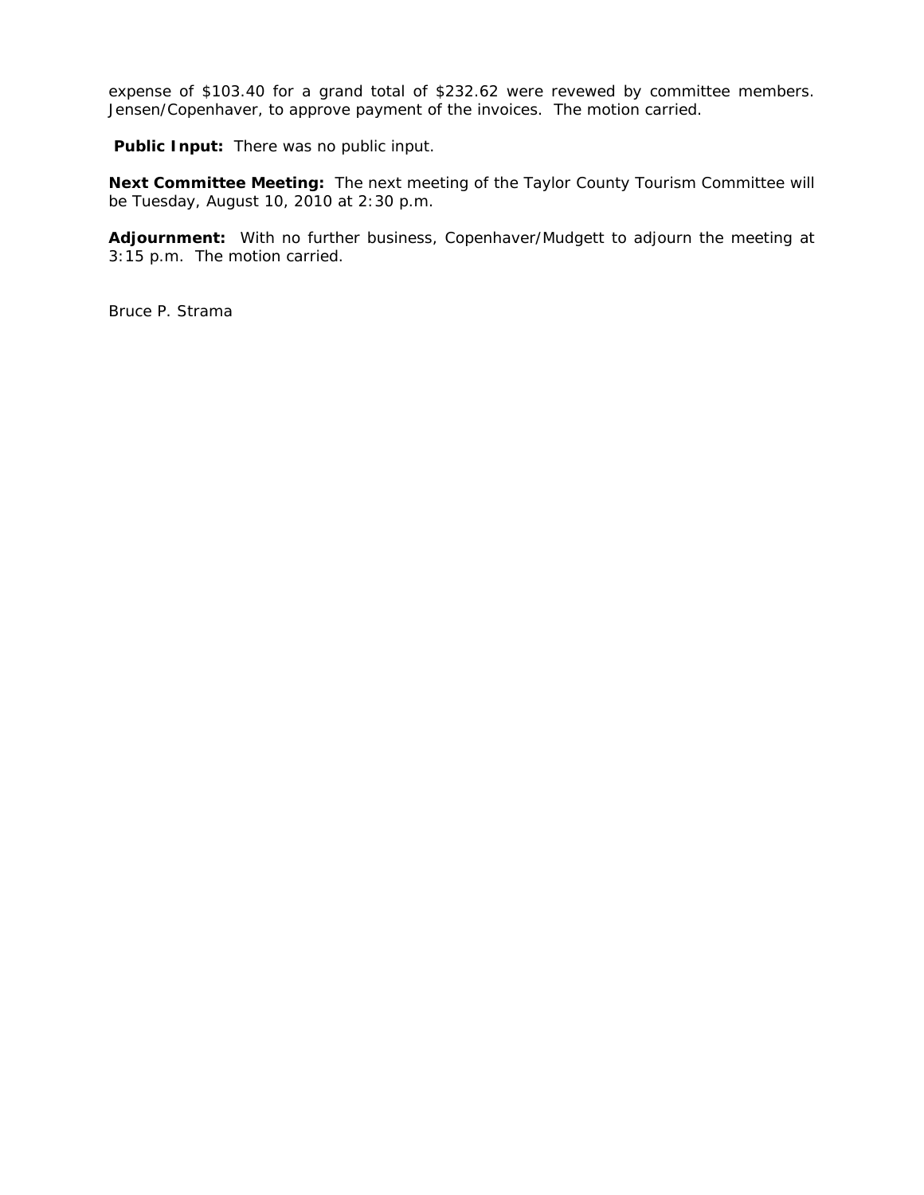expense of $103.40 for a grand total of $232.62 were revewed by committee members. Jensen/Copenhaver, to approve payment of the invoices. The motion carried.

**Public Input:** There was no public input.

**Next Committee Meeting:** The next meeting of the Taylor County Tourism Committee will be Tuesday, August 10, 2010 at 2:30 p.m.

**Adjournment:** With no further business, Copenhaver/Mudgett to adjourn the meeting at 3:15 p.m. The motion carried.

Bruce P. Strama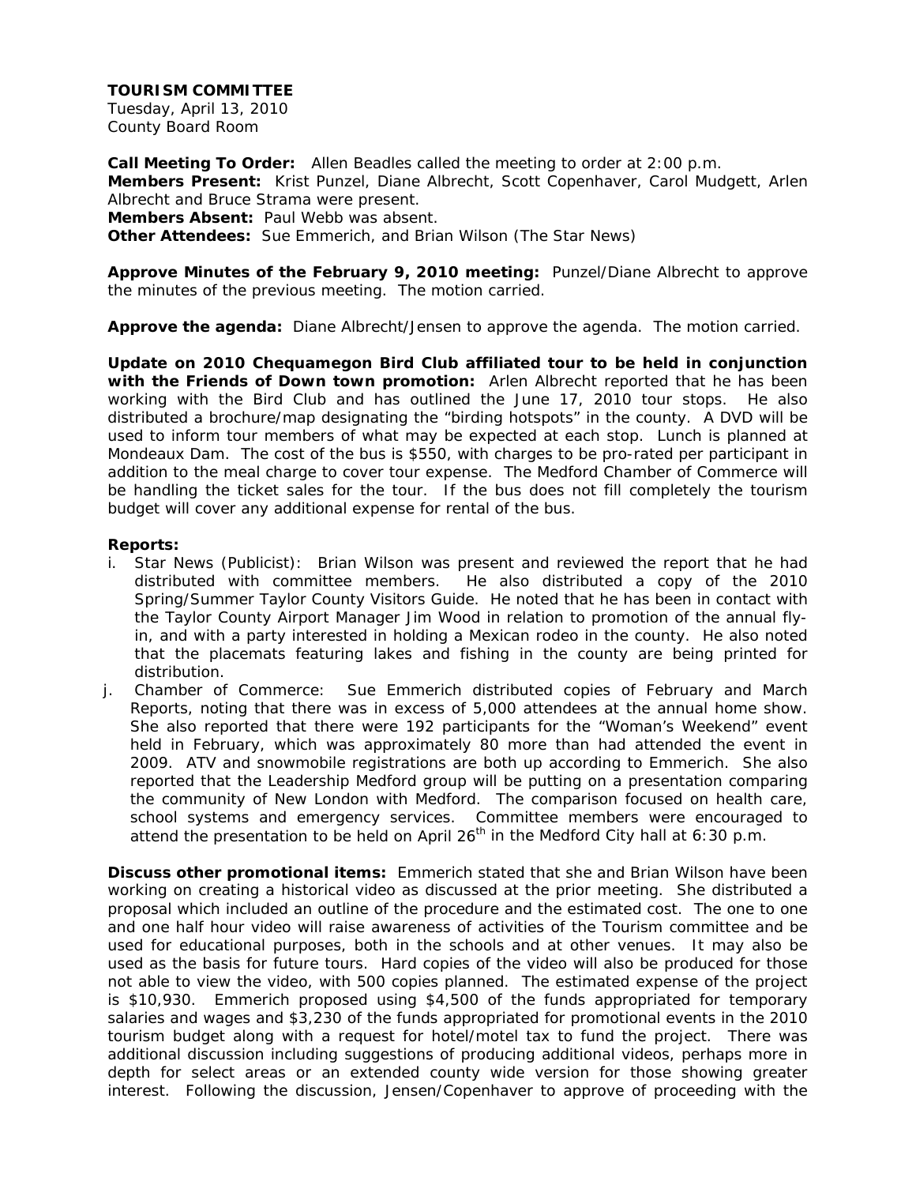**TOURISM COMMITTEE**
Tuesday, April 13, 2010
County Board Room

**Call Meeting To Order:** Allen Beadles called the meeting to order at 2:00 p.m.
**Members Present:** Krist Punzel, Diane Albrecht, Scott Copenhaver, Carol Mudgett, Arlen Albrecht and Bruce Strama were present.
**Members Absent:** Paul Webb was absent.
**Other Attendees:** Sue Emmerich, and Brian Wilson (The Star News)

**Approve Minutes of the February 9, 2010 meeting:** Punzel/Diane Albrecht to approve the minutes of the previous meeting. The motion carried.

**Approve the agenda:** Diane Albrecht/Jensen to approve the agenda. The motion carried.

**Update on 2010 Chequamegon Bird Club affiliated tour to be held in conjunction with the Friends of Down town promotion:** Arlen Albrecht reported that he has been working with the Bird Club and has outlined the June 17, 2010 tour stops. He also distributed a brochure/map designating the "birding hotspots" in the county. A DVD will be used to inform tour members of what may be expected at each stop. Lunch is planned at Mondeaux Dam. The cost of the bus is $550, with charges to be pro-rated per participant in addition to the meal charge to cover tour expense. The Medford Chamber of Commerce will be handling the ticket sales for the tour. If the bus does not fill completely the tourism budget will cover any additional expense for rental of the bus.

**Reports:**

i. Star News (Publicist): Brian Wilson was present and reviewed the report that he had distributed with committee members. He also distributed a copy of the 2010 Spring/Summer Taylor County Visitors Guide. He noted that he has been in contact with the Taylor County Airport Manager Jim Wood in relation to promotion of the annual fly-in, and with a party interested in holding a Mexican rodeo in the county. He also noted that the placemats featuring lakes and fishing in the county are being printed for distribution.

j. Chamber of Commerce: Sue Emmerich distributed copies of February and March Reports, noting that there was in excess of 5,000 attendees at the annual home show. She also reported that there were 192 participants for the "Woman's Weekend" event held in February, which was approximately 80 more than had attended the event in 2009. ATV and snowmobile registrations are both up according to Emmerich. She also reported that the Leadership Medford group will be putting on a presentation comparing the community of New London with Medford. The comparison focused on health care, school systems and emergency services. Committee members were encouraged to attend the presentation to be held on April 26th in the Medford City hall at 6:30 p.m.

**Discuss other promotional items:** Emmerich stated that she and Brian Wilson have been working on creating a historical video as discussed at the prior meeting. She distributed a proposal which included an outline of the procedure and the estimated cost. The one to one and one half hour video will raise awareness of activities of the Tourism committee and be used for educational purposes, both in the schools and at other venues. It may also be used as the basis for future tours. Hard copies of the video will also be produced for those not able to view the video, with 500 copies planned. The estimated expense of the project is $10,930. Emmerich proposed using $4,500 of the funds appropriated for temporary salaries and wages and $3,230 of the funds appropriated for promotional events in the 2010 tourism budget along with a request for hotel/motel tax to fund the project. There was additional discussion including suggestions of producing additional videos, perhaps more in depth for select areas or an extended county wide version for those showing greater interest. Following the discussion, Jensen/Copenhaver to approve of proceeding with the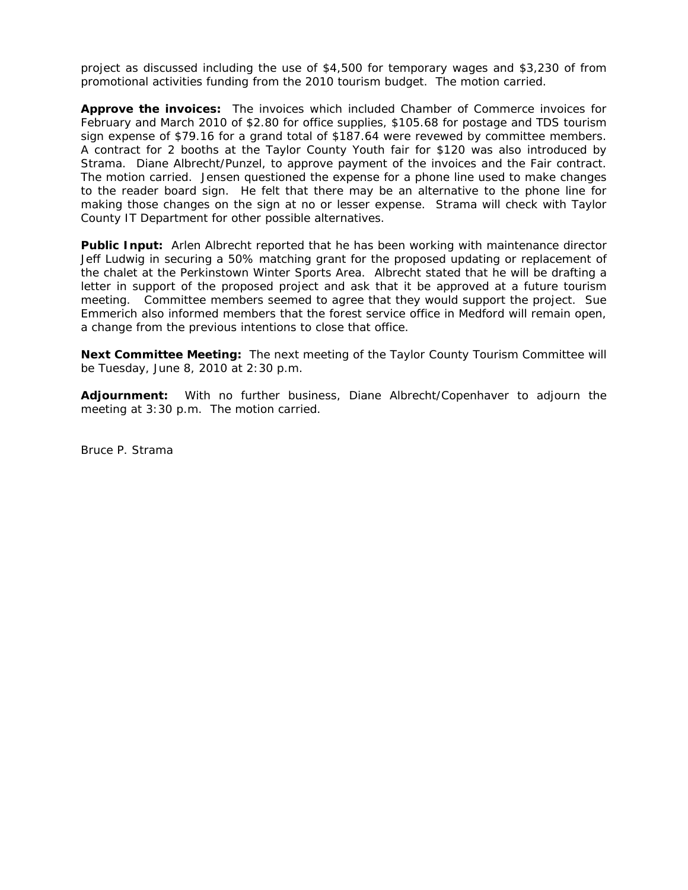project as discussed including the use of $4,500 for temporary wages and $3,230 of from promotional activities funding from the 2010 tourism budget. The motion carried.

**Approve the invoices:** The invoices which included Chamber of Commerce invoices for February and March 2010 of $2.80 for office supplies, $105.68 for postage and TDS tourism sign expense of $79.16 for a grand total of $187.64 were revewed by committee members. A contract for 2 booths at the Taylor County Youth fair for $120 was also introduced by Strama. Diane Albrecht/Punzel, to approve payment of the invoices and the Fair contract. The motion carried. Jensen questioned the expense for a phone line used to make changes to the reader board sign. He felt that there may be an alternative to the phone line for making those changes on the sign at no or lesser expense. Strama will check with Taylor County IT Department for other possible alternatives.

**Public Input:** Arlen Albrecht reported that he has been working with maintenance director Jeff Ludwig in securing a 50% matching grant for the proposed updating or replacement of the chalet at the Perkinstown Winter Sports Area. Albrecht stated that he will be drafting a letter in support of the proposed project and ask that it be approved at a future tourism meeting. Committee members seemed to agree that they would support the project. Sue Emmerich also informed members that the forest service office in Medford will remain open, a change from the previous intentions to close that office.

**Next Committee Meeting:** The next meeting of the Taylor County Tourism Committee will be Tuesday, June 8, 2010 at 2:30 p.m.

**Adjournment:** With no further business, Diane Albrecht/Copenhaver to adjourn the meeting at 3:30 p.m. The motion carried.

Bruce P. Strama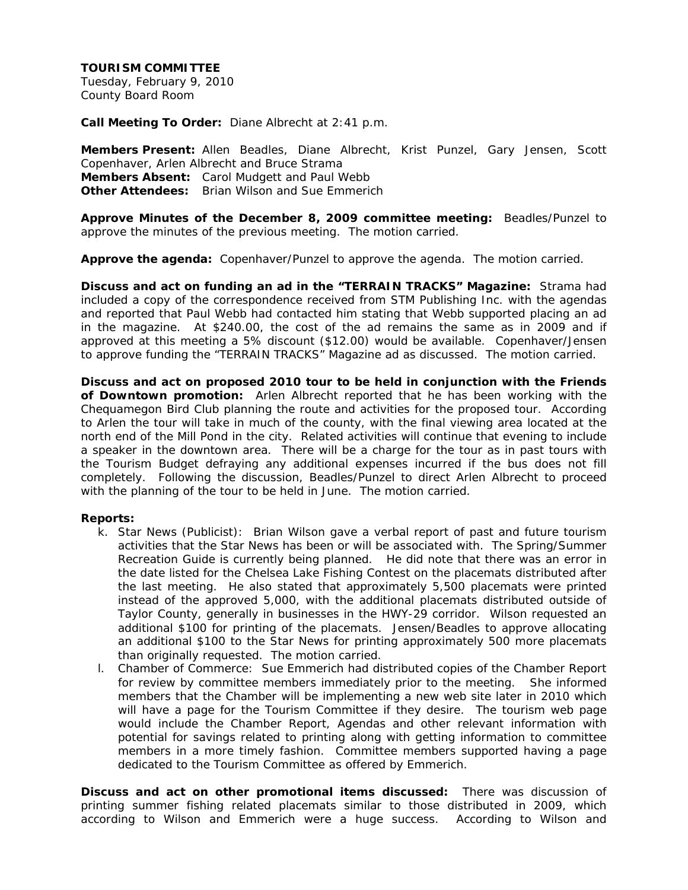**TOURISM COMMITTEE**
Tuesday, February 9, 2010
County Board Room

**Call Meeting To Order:** Diane Albrecht at 2:41 p.m.

**Members Present:** Allen Beadles, Diane Albrecht, Krist Punzel, Gary Jensen, Scott Copenhaver, Arlen Albrecht and Bruce Strama
**Members Absent:** Carol Mudgett and Paul Webb
**Other Attendees:** Brian Wilson and Sue Emmerich

**Approve Minutes of the December 8, 2009 committee meeting:** Beadles/Punzel to approve the minutes of the previous meeting. The motion carried.

**Approve the agenda:** Copenhaver/Punzel to approve the agenda. The motion carried.

**Discuss and act on funding an ad in the "TERRAIN TRACKS" Magazine:** Strama had included a copy of the correspondence received from STM Publishing Inc. with the agendas and reported that Paul Webb had contacted him stating that Webb supported placing an ad in the magazine. At $240.00, the cost of the ad remains the same as in 2009 and if approved at this meeting a 5% discount ($12.00) would be available. Copenhaver/Jensen to approve funding the "TERRAIN TRACKS" Magazine ad as discussed. The motion carried.

**Discuss and act on proposed 2010 tour to be held in conjunction with the Friends of Downtown promotion:** Arlen Albrecht reported that he has been working with the Chequamegon Bird Club planning the route and activities for the proposed tour. According to Arlen the tour will take in much of the county, with the final viewing area located at the north end of the Mill Pond in the city. Related activities will continue that evening to include a speaker in the downtown area. There will be a charge for the tour as in past tours with the Tourism Budget defraying any additional expenses incurred if the bus does not fill completely. Following the discussion, Beadles/Punzel to direct Arlen Albrecht to proceed with the planning of the tour to be held in June. The motion carried.

**Reports:**

k. Star News (Publicist): Brian Wilson gave a verbal report of past and future tourism activities that the Star News has been or will be associated with. The Spring/Summer Recreation Guide is currently being planned. He did note that there was an error in the date listed for the Chelsea Lake Fishing Contest on the placemats distributed after the last meeting. He also stated that approximately 5,500 placemats were printed instead of the approved 5,000, with the additional placemats distributed outside of Taylor County, generally in businesses in the HWY-29 corridor. Wilson requested an additional $100 for printing of the placemats. Jensen/Beadles to approve allocating an additional $100 to the Star News for printing approximately 500 more placemats than originally requested. The motion carried.

l. Chamber of Commerce: Sue Emmerich had distributed copies of the Chamber Report for review by committee members immediately prior to the meeting. She informed members that the Chamber will be implementing a new web site later in 2010 which will have a page for the Tourism Committee if they desire. The tourism web page would include the Chamber Report, Agendas and other relevant information with potential for savings related to printing along with getting information to committee members in a more timely fashion. Committee members supported having a page dedicated to the Tourism Committee as offered by Emmerich.

**Discuss and act on other promotional items discussed:** There was discussion of printing summer fishing related placemats similar to those distributed in 2009, which according to Wilson and Emmerich were a huge success. According to Wilson and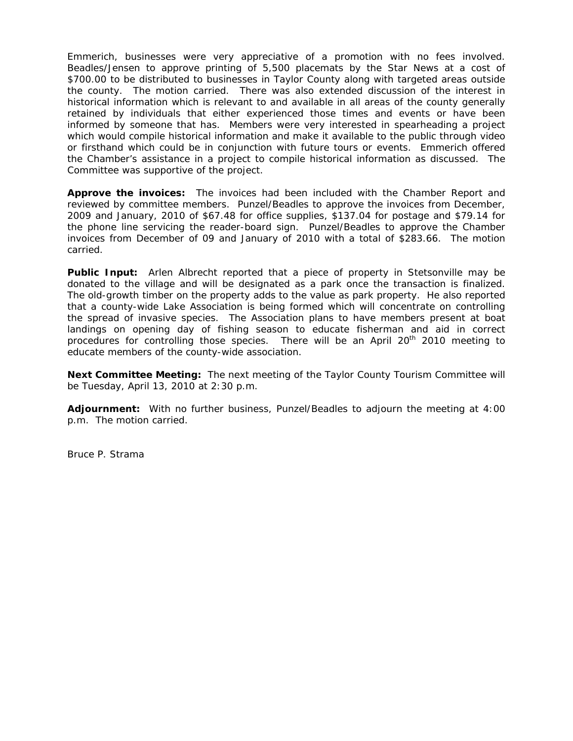Emmerich, businesses were very appreciative of a promotion with no fees involved. Beadles/Jensen to approve printing of 5,500 placemats by the Star News at a cost of $700.00 to be distributed to businesses in Taylor County along with targeted areas outside the county. The motion carried. There was also extended discussion of the interest in historical information which is relevant to and available in all areas of the county generally retained by individuals that either experienced those times and events or have been informed by someone that has. Members were very interested in spearheading a project which would compile historical information and make it available to the public through video or firsthand which could be in conjunction with future tours or events. Emmerich offered the Chamber's assistance in a project to compile historical information as discussed. The Committee was supportive of the project.

**Approve the invoices:** The invoices had been included with the Chamber Report and reviewed by committee members. Punzel/Beadles to approve the invoices from December, 2009 and January, 2010 of $67.48 for office supplies, $137.04 for postage and $79.14 for the phone line servicing the reader-board sign. Punzel/Beadles to approve the Chamber invoices from December of 09 and January of 2010 with a total of $283.66. The motion carried.

**Public Input:** Arlen Albrecht reported that a piece of property in Stetsonville may be donated to the village and will be designated as a park once the transaction is finalized. The old-growth timber on the property adds to the value as park property. He also reported that a county-wide Lake Association is being formed which will concentrate on controlling the spread of invasive species. The Association plans to have members present at boat landings on opening day of fishing season to educate fisherman and aid in correct procedures for controlling those species. There will be an April 20th 2010 meeting to educate members of the county-wide association.

**Next Committee Meeting:** The next meeting of the Taylor County Tourism Committee will be Tuesday, April 13, 2010 at 2:30 p.m.

**Adjournment:** With no further business, Punzel/Beadles to adjourn the meeting at 4:00 p.m. The motion carried.

Bruce P. Strama